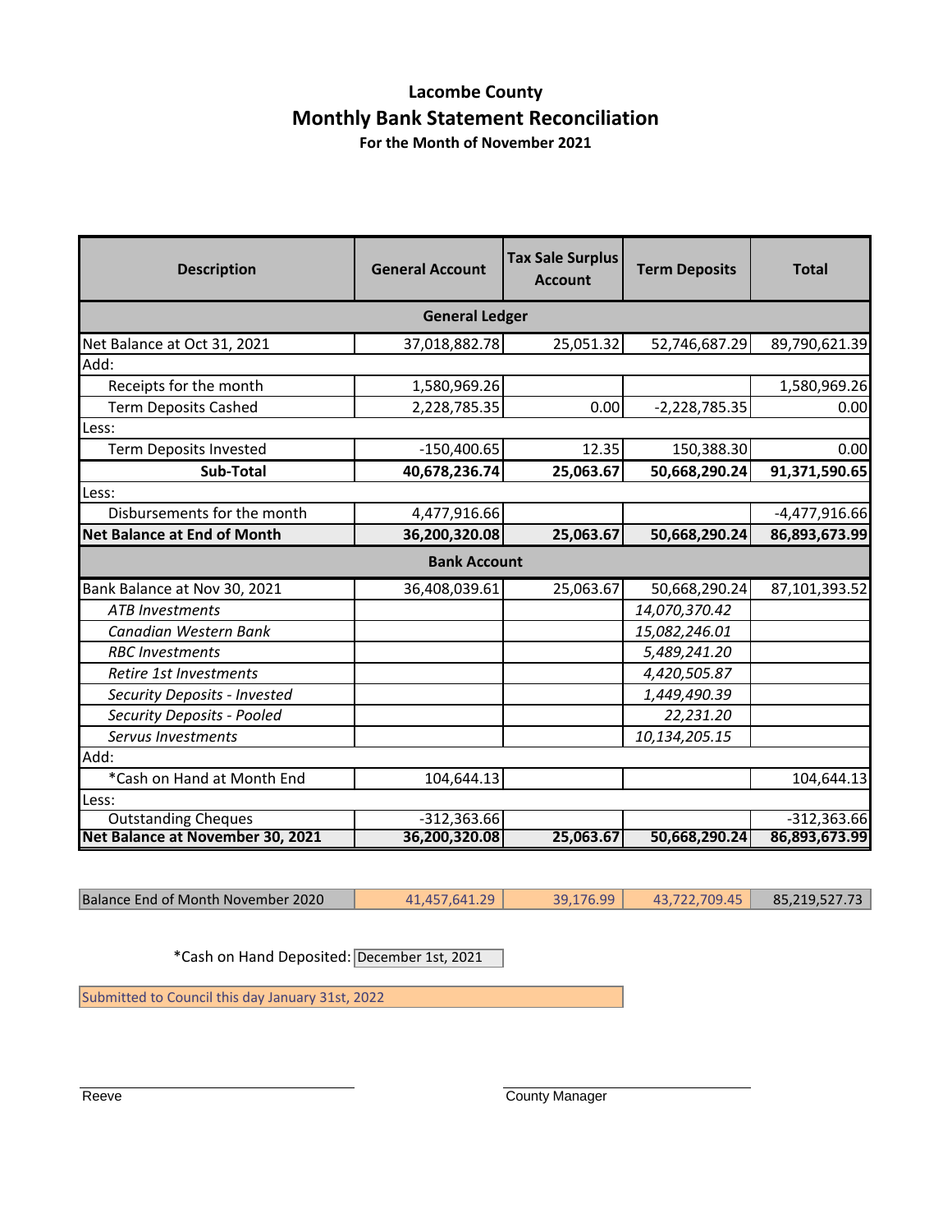# Lacombe County

## Monthly Bank Statement Reconciliation

### For the Month of November 2021

| Description | General Account | Tax Sale Surplus Account | Term Deposits | Total |
|---|---|---|---|---|
| **General Ledger** | | | | |
| Net Balance at Oct 31, 2021 | 37,018,882.78 | 25,051.32 | 52,746,687.29 | 89,790,621.39 |
| Add: | | | | |
| Receipts for the month | 1,580,969.26 | | | 1,580,969.26 |
| Term Deposits Cashed | 2,228,785.35 | 0.00 | -2,228,785.35 | 0.00 |
| Less: | | | | |
| Term Deposits Invested | -150,400.65 | 12.35 | 150,388.30 | 0.00 |
| **Sub-Total** | **40,678,236.74** | **25,063.67** | **50,668,290.24** | **91,371,590.65** |
| Less: | | | | |
| Disbursements for the month | 4,477,916.66 | | | -4,477,916.66 |
| **Net Balance at End of Month** | **36,200,320.08** | **25,063.67** | **50,668,290.24** | **86,893,673.99** |
| **Bank Account** | | | | |
| Bank Balance at Nov 30, 2021 | 36,408,039.61 | 25,063.67 | 50,668,290.24 | 87,101,393.52 |
| *ATB Investments* | | | *14,070,370.42* | |
| *Canadian Western Bank* | | | *15,082,246.01* | |
| *RBC Investments* | | | *5,489,241.20* | |
| *Retire 1st Investments* | | | *4,420,505.87* | |
| *Security Deposits - Invested* | | | *1,449,490.39* | |
| *Security Deposits - Pooled* | | | *22,231.20* | |
| *Servus Investments* | | | *10,134,205.15* | |
| Add: | | | | |
| *Cash on Hand at Month End | 104,644.13 | | | 104,644.13 |
| Less: | | | | |
| Outstanding Cheques | -312,363.66 | | | -312,363.66 |
| **Net Balance at November 30, 2021** | **36,200,320.08** | **25,063.67** | **50,668,290.24** | **86,893,673.99** |

| Balance End of Month November 2020 | 41,457,641.29 | 39,176.99 | 43,722,709.45 | 85,219,527.73 |
|---|---|---|---|---|

*Cash on Hand Deposited: December 1st, 2021

Submitted to Council this day January 31st, 2022

Reeve

County Manager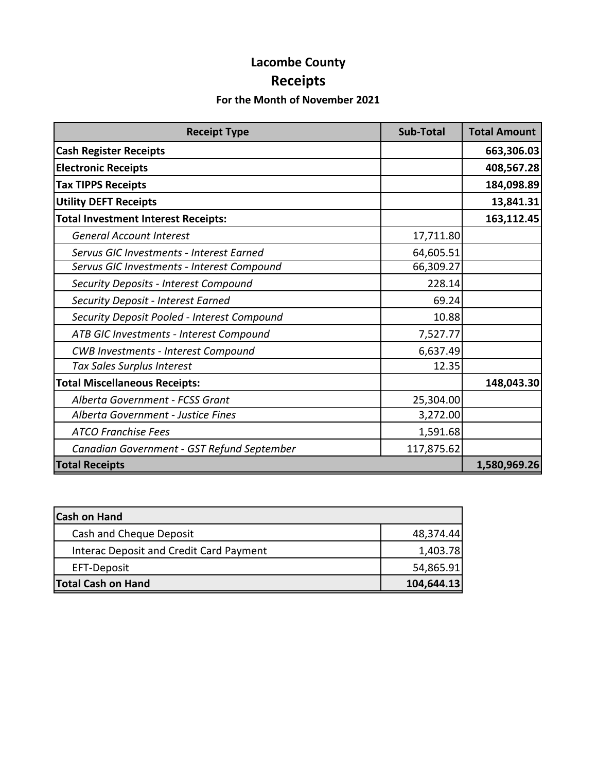# Lacombe County

## Receipts

### For the Month of November 2021

| Receipt Type | Sub-Total | Total Amount |
|---|---|---|
| **Cash Register Receipts** | | **663,306.03** |
| **Electronic Receipts** | | **408,567.28** |
| **Tax TIPPS Receipts** | | **184,098.89** |
| **Utility DEFT Receipts** | | **13,841.31** |
| **Total Investment Interest Receipts:** | | **163,112.45** |
| *General Account Interest* | 17,711.80 | |
| *Servus GIC Investments - Interest Earned* | 64,605.51 | |
| *Servus GIC Investments - Interest Compound* | 66,309.27 | |
| *Security Deposits - Interest Compound* | 228.14 | |
| *Security Deposit - Interest Earned* | 69.24 | |
| *Security Deposit Pooled - Interest Compound* | 10.88 | |
| *ATB GIC Investments - Interest Compound* | 7,527.77 | |
| *CWB Investments - Interest Compound* | 6,637.49 | |
| *Tax Sales Surplus Interest* | 12.35 | |
| **Total Miscellaneous Receipts:** | | **148,043.30** |
| *Alberta Government - FCSS Grant* | 25,304.00 | |
| *Alberta Government - Justice Fines* | 3,272.00 | |
| *ATCO Franchise Fees* | 1,591.68 | |
| *Canadian Government - GST Refund September* | 117,875.62 | |
| **Total Receipts** | | **1,580,969.26** |

| **Cash on Hand** | |
|---|---|
| Cash and Cheque Deposit | 48,374.44 |
| Interac Deposit and Credit Card Payment | 1,403.78 |
| EFT-Deposit | 54,865.91 |
| **Total Cash on Hand** | **104,644.13** |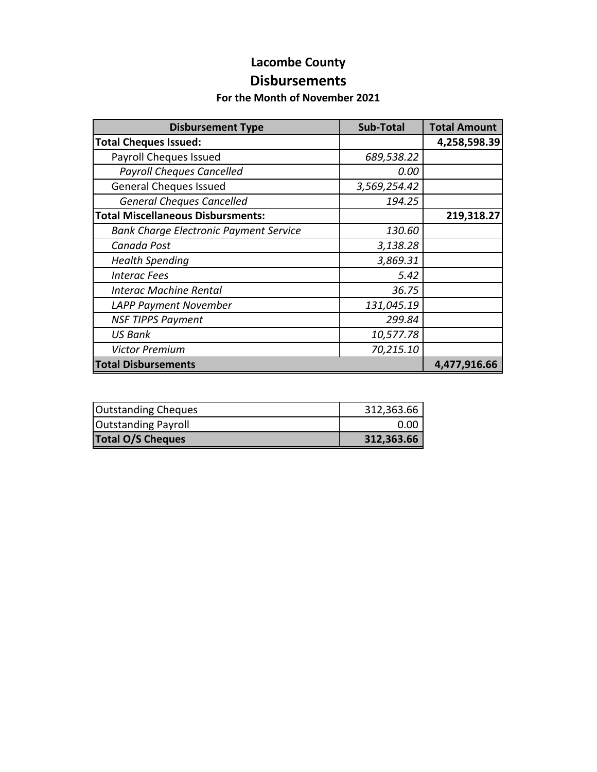# Lacombe County

## Disbursements

### For the Month of November 2021

| Disbursement Type | Sub-Total | Total Amount |
|---|---|---|
| **Total Cheques Issued:** | | **4,258,598.39** |
| Payroll Cheques Issued | *689,538.22* | |
| *Payroll Cheques Cancelled* | *0.00* | |
| General Cheques Issued | *3,569,254.42* | |
| *General Cheques Cancelled* | *194.25* | |
| **Total Miscellaneous Disbursments:** | | **219,318.27** |
| *Bank Charge Electronic Payment Service* | *130.60* | |
| *Canada Post* | *3,138.28* | |
| *Health Spending* | *3,869.31* | |
| *Interac Fees* | *5.42* | |
| *Interac Machine Rental* | *36.75* | |
| *LAPP Payment November* | *131,045.19* | |
| *NSF TIPPS Payment* | *299.84* | |
| *US Bank* | *10,577.78* | |
| *Victor Premium* | *70,215.10* | |
| **Total Disbursements** | | **4,477,916.66** |

| | |
|---|---|
| Outstanding Cheques | 312,363.66 |
| Outstanding Payroll | 0.00 |
| **Total O/S Cheques** | **312,363.66** |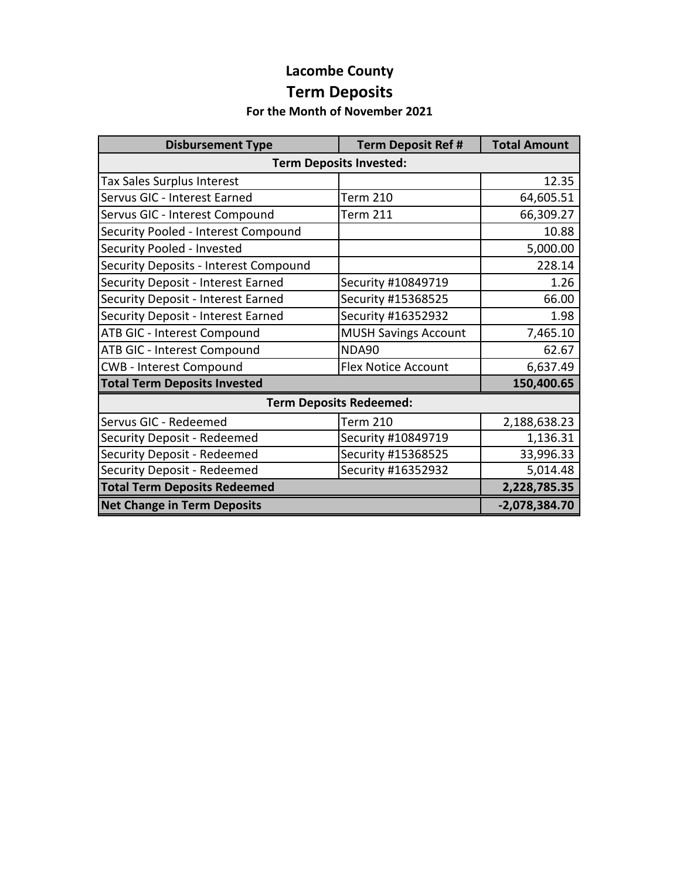# Lacombe County

## Term Deposits

### For the Month of November 2021

| Disbursement Type | Term Deposit Ref # | Total Amount |
|---|---|---|
| **Term Deposits Invested:** | | |
| Tax Sales Surplus Interest | | 12.35 |
| Servus GIC - Interest Earned | Term 210 | 64,605.51 |
| Servus GIC - Interest Compound | Term 211 | 66,309.27 |
| Security Pooled - Interest Compound | | 10.88 |
| Security Pooled - Invested | | 5,000.00 |
| Security Deposits - Interest Compound | | 228.14 |
| Security Deposit - Interest Earned | Security #10849719 | 1.26 |
| Security Deposit - Interest Earned | Security #15368525 | 66.00 |
| Security Deposit - Interest Earned | Security #16352932 | 1.98 |
| ATB GIC - Interest Compound | MUSH Savings Account | 7,465.10 |
| ATB GIC - Interest Compound | NDA90 | 62.67 |
| CWB - Interest Compound | Flex Notice Account | 6,637.49 |
| **Total Term Deposits Invested** | | **150,400.65** |
| **Term Deposits Redeemed:** | | |
| Servus GIC - Redeemed | Term 210 | 2,188,638.23 |
| Security Deposit - Redeemed | Security #10849719 | 1,136.31 |
| Security Deposit - Redeemed | Security #15368525 | 33,996.33 |
| Security Deposit - Redeemed | Security #16352932 | 5,014.48 |
| **Total Term Deposits Redeemed** | | **2,228,785.35** |
| **Net Change in Term Deposits** | | **-2,078,384.70** |